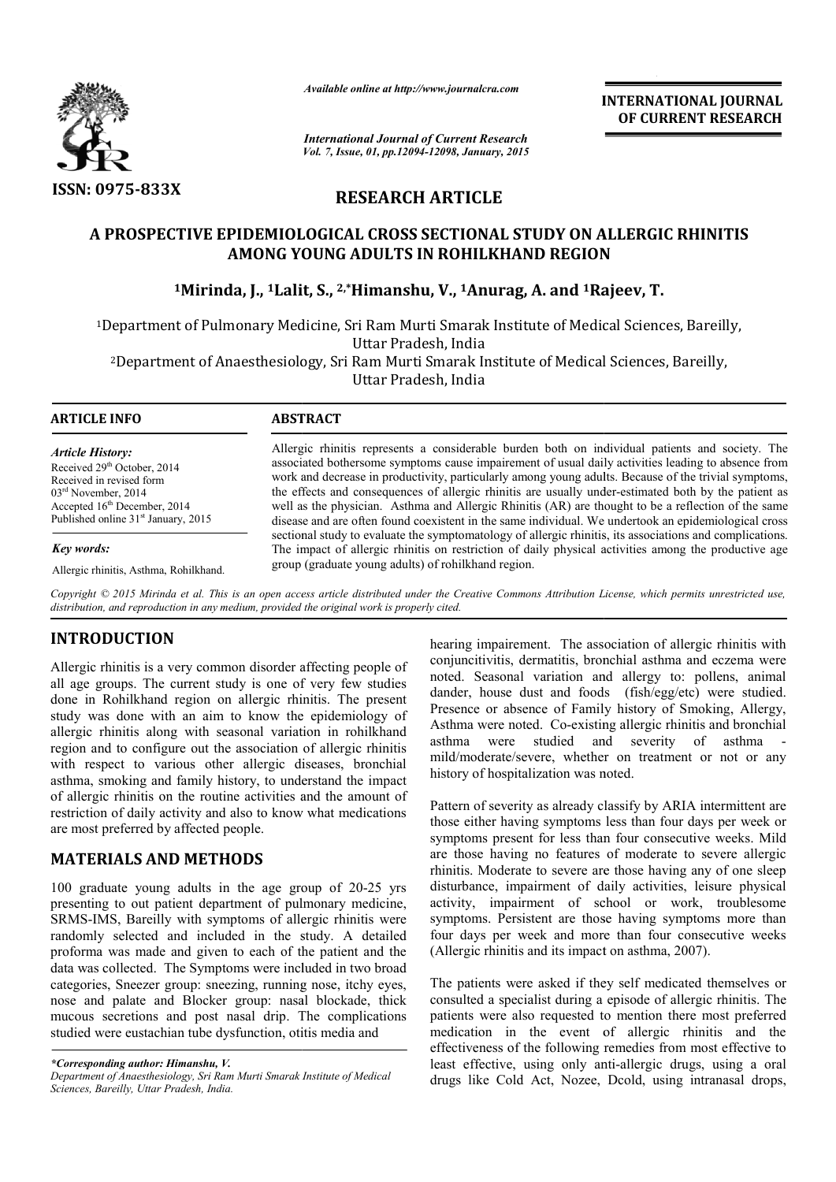# A PROSPECTIVE EPIDEMIOLOGICAL CROSS SECTIONAL STUDY ON ALLERGIC RHINITIS AMONG YOUNG ADULTS IN ROHILKHAND REGION

**[1]Mirinda, J., [1]Lalit, S., [2,*]Himanshu, V., [1]Anurag, A. and [1]Rajeev, T.**

[1]Department of Pulmonary Medicine, Sri Ram Murti Smarak Institute of Medical Sciences, Bareilly, Uttar Pradesh, India

[2]Department of Anaesthesiology, Sri Ram Murti Smarak Institute of Medical Sciences, Bareilly, Uttar Pradesh, India

## ARTICLE INFO

*Article History:*

Received 29th October, 2014
Received in revised form 03rd November, 2014
Accepted 16th December, 2014
Published online 31st January, 2015

*Key words:*

Allergic rhinitis, Asthma, Rohilkhand.

## ABSTRACT

Allergic rhinitis represents a considerable burden both on individual patients and society. The associated bothersome symptoms cause impairement of usual daily activities leading to absence from work and decrease in productivity, particularly among young adults. Because of the trivial symptoms, the effects and consequences of allergic rhinitis are usually under-estimated both by the patient as well as the physician. Asthma and Allergic Rhinitis (AR) are thought to be a reflection of the same disease and are often found coexistent in the same individual. We undertook an epidemiological cross sectional study to evaluate the symptomatology of allergic rhinitis, its associations and complications. The impact of allergic rhinitis on restriction of daily physical activities among the productive age group (graduate young adults) of rohilkhand region.

*Copyright © 2015 Mirinda et al. This is an open access article distributed under the Creative Commons Attribution License, which permits unrestricted use, distribution, and reproduction in any medium, provided the original work is properly cited.*

## INTRODUCTION

Allergic rhinitis is a very common disorder affecting people of all age groups. The current study is one of very few studies done in Rohilkhand region on allergic rhinitis. The present study was done with an aim to know the epidemiology of allergic rhinitis along with seasonal variation in rohilkhand region and to configure out the association of allergic rhinitis with respect to various other allergic diseases, bronchial asthma, smoking and family history, to understand the impact of allergic rhinitis on the routine activities and the amount of restriction of daily activity and also to know what medications are most preferred by affected people.

## MATERIALS AND METHODS

100 graduate young adults in the age group of 20-25 yrs presenting to out patient department of pulmonary medicine, SRMS-IMS, Bareilly with symptoms of allergic rhinitis were randomly selected and included in the study. A detailed proforma was made and given to each of the patient and the data was collected. The Symptoms were included in two broad categories, Sneezer group: sneezing, running nose, itchy eyes, nose and palate and Blocker group: nasal blockade, thick mucous secretions and post nasal drip. The complications studied were eustachian tube dysfunction, otitis media and hearing impairement. The association of allergic rhinitis with conjuncitivitis, dermatitis, bronchial asthma and eczema were noted. Seasonal variation and allergy to: pollens, animal dander, house dust and foods (fish/egg/etc) were studied. Presence or absence of Family history of Smoking, Allergy, Asthma were noted. Co-existing allergic rhinitis and bronchial asthma were studied and severity of asthma - mild/moderate/severe, whether on treatment or not or any history of hospitalization was noted.

Pattern of severity as already classify by ARIA intermittent are those either having symptoms less than four days per week or symptoms present for less than four consecutive weeks. Mild are those having no features of moderate to severe allergic rhinitis. Moderate to severe are those having any of one sleep disturbance, impairment of daily activities, leisure physical activity, impairment of school or work, troublesome symptoms. Persistent are those having symptoms more than four days per week and more than four consecutive weeks (Allergic rhinitis and its impact on asthma, 2007).

The patients were asked if they self medicated themselves or consulted a specialist during a episode of allergic rhinitis. The patients were also requested to mention there most preferred medication in the event of allergic rhinitis and the effectiveness of the following remedies from most effective to least effective, using only anti-allergic drugs, using a oral drugs like Cold Act, Nozee, Dcold, using intranasal drops,

*\*Corresponding author: Himanshu, V.*
*Department of Anaesthesiology, Sri Ram Murti Smarak Institute of Medical Sciences, Bareilly, Uttar Pradesh, India.*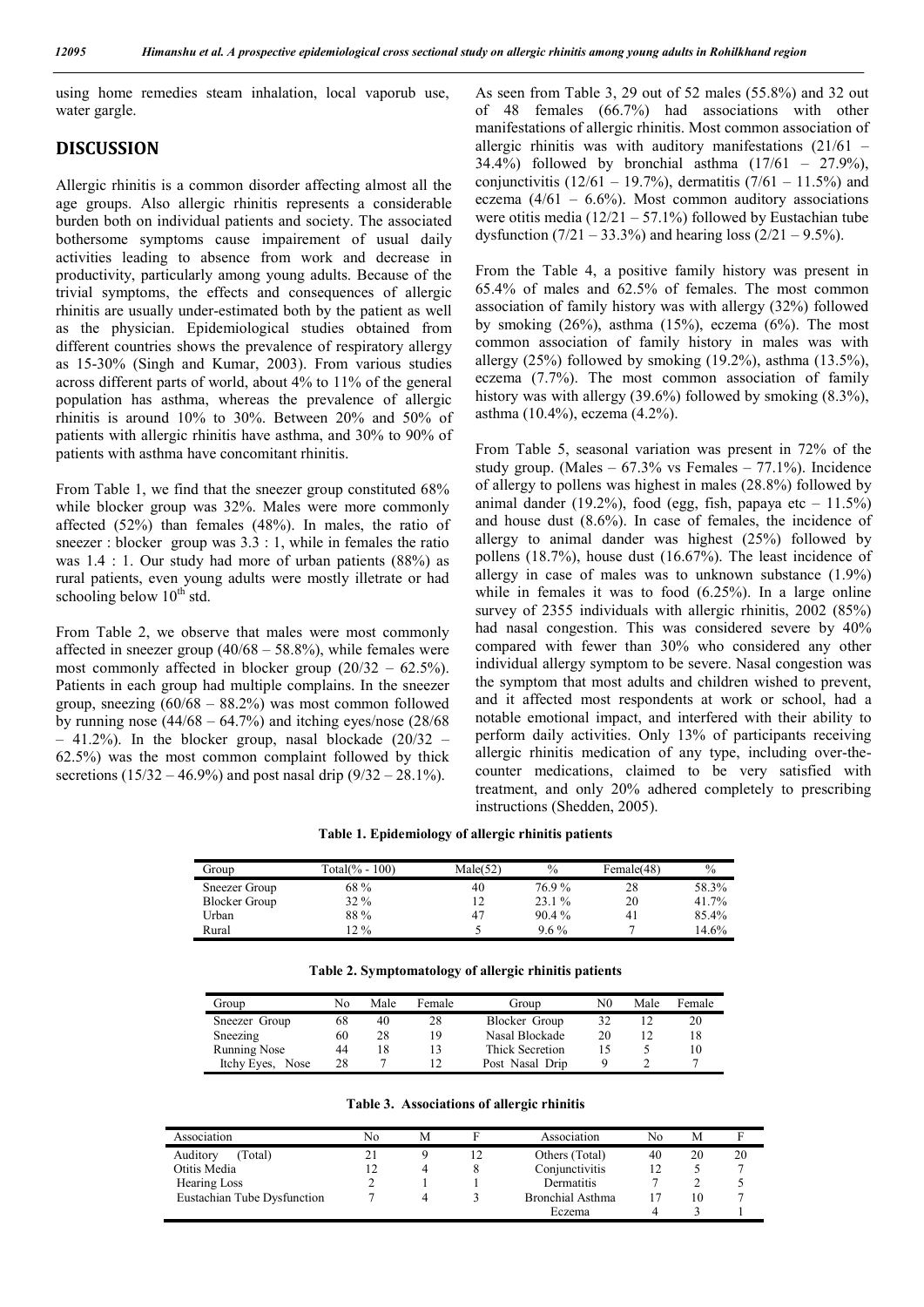using home remedies steam inhalation, local vaporub use, water gargle.

## DISCUSSION

Allergic rhinitis is a common disorder affecting almost all the age groups. Also allergic rhinitis represents a considerable burden both on individual patients and society. The associated bothersome symptoms cause impairement of usual daily activities leading to absence from work and decrease in productivity, particularly among young adults. Because of the trivial symptoms, the effects and consequences of allergic rhinitis are usually under-estimated both by the patient as well as the physician. Epidemiological studies obtained from different countries shows the prevalence of respiratory allergy as 15-30% (Singh and Kumar, 2003). From various studies across different parts of world, about 4% to 11% of the general population has asthma, whereas the prevalence of allergic rhinitis is around 10% to 30%. Between 20% and 50% of patients with allergic rhinitis have asthma, and 30% to 90% of patients with asthma have concomitant rhinitis.

From Table 1, we find that the sneezer group constituted 68% while blocker group was 32%. Males were more commonly affected (52%) than females (48%). In males, the ratio of sneezer : blocker group was 3.3 : 1, while in females the ratio was 1.4 : 1. Our study had more of urban patients (88%) as rural patients, even young adults were mostly illetrate or had schooling below 10th std.

From Table 2, we observe that males were most commonly affected in sneezer group (40/68 – 58.8%), while females were most commonly affected in blocker group (20/32 – 62.5%). Patients in each group had multiple complains. In the sneezer group, sneezing (60/68 – 88.2%) was most common followed by running nose (44/68 – 64.7%) and itching eyes/nose (28/68 – 41.2%). In the blocker group, nasal blockade (20/32 – 62.5%) was the most common complaint followed by thick secretions (15/32 – 46.9%) and post nasal drip (9/32 – 28.1%).

As seen from Table 3, 29 out of 52 males (55.8%) and 32 out of 48 females (66.7%) had associations with other manifestations of allergic rhinitis. Most common association of allergic rhinitis was with auditory manifestations (21/61 – 34.4%) followed by bronchial asthma (17/61 – 27.9%), conjunctivitis (12/61 – 19.7%), dermatitis (7/61 – 11.5%) and eczema (4/61 – 6.6%). Most common auditory associations were otitis media (12/21 – 57.1%) followed by Eustachian tube dysfunction (7/21 – 33.3%) and hearing loss (2/21 – 9.5%).

From the Table 4, a positive family history was present in 65.4% of males and 62.5% of females. The most common association of family history was with allergy (32%) followed by smoking (26%), asthma (15%), eczema (6%). The most common association of family history in males was with allergy (25%) followed by smoking (19.2%), asthma (13.5%), eczema (7.7%). The most common association of family history was with allergy (39.6%) followed by smoking (8.3%), asthma (10.4%), eczema (4.2%).

From Table 5, seasonal variation was present in 72% of the study group. (Males – 67.3% vs Females – 77.1%). Incidence of allergy to pollens was highest in males (28.8%) followed by animal dander (19.2%), food (egg, fish, papaya etc – 11.5%) and house dust (8.6%). In case of females, the incidence of allergy to animal dander was highest (25%) followed by pollens (18.7%), house dust (16.67%). The least incidence of allergy in case of males was to unknown substance (1.9%) while in females it was to food (6.25%). In a large online survey of 2355 individuals with allergic rhinitis, 2002 (85%) had nasal congestion. This was considered severe by 40% compared with fewer than 30% who considered any other individual allergy symptom to be severe. Nasal congestion was the symptom that most adults and children wished to prevent, and it affected most respondents at work or school, had a notable emotional impact, and interfered with their ability to perform daily activities. Only 13% of participants receiving allergic rhinitis medication of any type, including over-the-counter medications, claimed to be very satisfied with treatment, and only 20% adhered completely to prescribing instructions (Shedden, 2005).

**Table 1. Epidemiology of allergic rhinitis patients**

| Group | Total(% - 100) | Male(52) | % | Female(48) | % |
|---|---|---|---|---|---|
| Sneezer Group | 68 % | 40 | 76.9 % | 28 | 58.3% |
| Blocker Group | 32 % | 12 | 23.1 % | 20 | 41.7% |
| Urban | 88 % | 47 | 90.4 % | 41 | 85.4% |
| Rural | 12 % | 5 | 9.6 % | 7 | 14.6% |

**Table 2. Symptomatology of allergic rhinitis patients**

| Group | No | Male | Female | Group | N0 | Male | Female |
|---|---|---|---|---|---|---|---|
| Sneezer Group | 68 | 40 | 28 | Blocker Group | 32 | 12 | 20 |
| Sneezing | 60 | 28 | 19 | Nasal Blockade | 20 | 12 | 18 |
| Running Nose | 44 | 18 | 13 | Thick Secretion | 15 | 5 | 10 |
| Itchy Eyes, Nose | 28 | 7 | 12 | Post Nasal Drip | 9 | 2 | 7 |

**Table 3. Associations of allergic rhinitis**

| Association | No | M | F | Association | No | M | F |
|---|---|---|---|---|---|---|---|
| Auditory (Total) | 21 | 9 | 12 | Others (Total) | 40 | 20 | 20 |
| Otitis Media | 12 | 4 | 8 | Conjunctivitis | 12 | 5 | 7 |
| Hearing Loss | 2 | 1 | 1 | Dermatitis | 7 | 2 | 5 |
| Eustachian Tube Dysfunction | 7 | 4 | 3 | Bronchial Asthma | 17 | 10 | 7 |
| | | | | Eczema | 4 | 3 | 1 |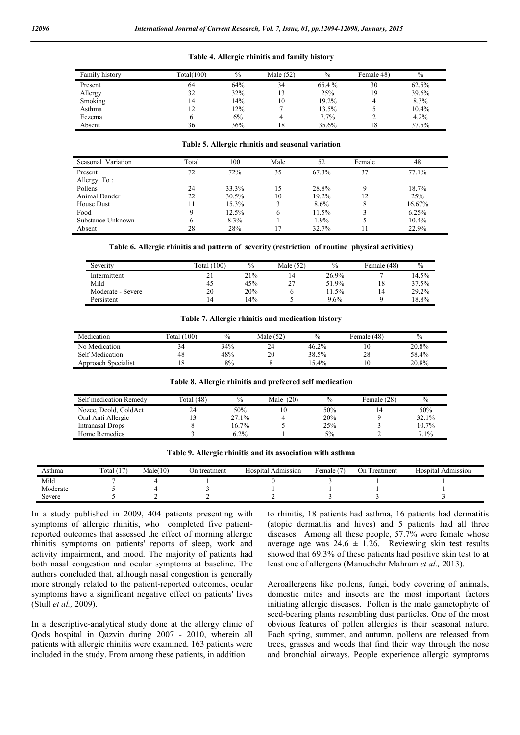**Table 4. Allergic rhinitis and family history**

| Family history | Total(100) | % | Male (52) | % | Female 48) | % |
|---|---|---|---|---|---|---|
| Present | 64 | 64% | 34 | 65.4 % | 30 | 62.5% |
| Allergy | 32 | 32% | 13 | 25% | 19 | 39.6% |
| Smoking | 14 | 14% | 10 | 19.2% | 4 | 8.3% |
| Asthma | 12 | 12% | 7 | 13.5% | 5 | 10.4% |
| Eczema | 6 | 6% | 4 | 7.7% | 2 | 4.2% |
| Absent | 36 | 36% | 18 | 35.6% | 18 | 37.5% |

**Table 5. Allergic rhinitis and seasonal variation**

| Seasonal Variation | Total | 100 | Male | 52 | Female | 48 |
|---|---|---|---|---|---|---|
| Present | 72 | 72% | 35 | 67.3% | 37 | 77.1% |
| Allergy To : | | | | | | |
| Pollens | 24 | 33.3% | 15 | 28.8% | 9 | 18.7% |
| Animal Dander | 22 | 30.5% | 10 | 19.2% | 12 | 25% |
| House Dust | 11 | 15.3% | 3 | 8.6% | 8 | 16.67% |
| Food | 9 | 12.5% | 6 | 11.5% | 3 | 6.25% |
| Substance Unknown | 6 | 8.3% | 1 | 1.9% | 5 | 10.4% |
| Absent | 28 | 28% | 17 | 32.7% | 11 | 22.9% |

**Table 6. Allergic rhinitis and pattern of severity (restriction of routine physical activities)**

| Severity | Total (100) | % | Male (52) | % | Female (48) | % |
|---|---|---|---|---|---|---|
| Intermittent | 21 | 21% | 14 | 26.9% | 7 | 14.5% |
| Mild | 45 | 45% | 27 | 51.9% | 18 | 37.5% |
| Moderate - Severe | 20 | 20% | 6 | 11.5% | 14 | 29.2% |
| Persistent | 14 | 14% | 5 | 9.6% | 9 | 18.8% |

**Table 7. Allergic rhinitis and medication history**

| Medication | Total (100) | % | Male (52) | % | Female (48) | % |
|---|---|---|---|---|---|---|
| No Medication | 34 | 34% | 24 | 46.2% | 10 | 20.8% |
| Self Medication | 48 | 48% | 20 | 38.5% | 28 | 58.4% |
| Approach Specialist | 18 | 18% | 8 | 15.4% | 10 | 20.8% |

**Table 8. Allergic rhinitis and prefeered self medication**

| Self medication Remedy | Total (48) | % | Male (20) | % | Female (28) | % |
|---|---|---|---|---|---|---|
| Nozee, Dcold, ColdAct | 24 | 50% | 10 | 50% | 14 | 50% |
| Oral Anti Allergic | 13 | 27.1% | 4 | 20% | 9 | 32.1% |
| Intranasal Drops | 8 | 16.7% | 5 | 25% | 3 | 10.7% |
| Home Remedies | 3 | 6.2% | 1 | 5% | 2 | 7.1% |

**Table 9. Allergic rhinitis and its association with asthma**

| Asthma | Total (17) | Male(10) | On treatment | Hospital Admission | Female (7) | On Treatment | Hospital Admission |
|---|---|---|---|---|---|---|---|
| Mild | 7 | 4 | 1 | 0 | 3 | 1 | 1 |
| Moderate | 5 | 4 | 3 | 1 | 1 | 1 | 1 |
| Severe | 5 | 2 | 2 | 2 | 3 | 3 | 3 |

In a study published in 2009, 404 patients presenting with symptoms of allergic rhinitis, who completed five patient-reported outcomes that assessed the effect of morning allergic rhinitis symptoms on patients' reports of sleep, work and activity impairment, and mood. The majority of patients had both nasal congestion and ocular symptoms at baseline. The authors concluded that, although nasal congestion is generally more strongly related to the patient-reported outcomes, ocular symptoms have a significant negative effect on patients' lives (Stull *et al.,* 2009).

In a descriptive-analytical study done at the allergy clinic of Qods hospital in Qazvin during 2007 - 2010, wherein all patients with allergic rhinitis were examined. 163 patients were included in the study. From among these patients, in addition to rhinitis, 18 patients had asthma, 16 patients had dermatitis (atopic dermatitis and hives) and 5 patients had all three diseases. Among all these people, 57.7% were female whose average age was 24.6 ± 1.26. Reviewing skin test results showed that 69.3% of these patients had positive skin test to at least one of allergens (Manuchehr Mahram *et al.,* 2013).

Aeroallergens like pollens, fungi, body covering of animals, domestic mites and insects are the most important factors initiating allergic diseases. Pollen is the male gametophyte of seed-bearing plants resembling dust particles. One of the most obvious features of pollen allergies is their seasonal nature. Each spring, summer, and autumn, pollens are released from trees, grasses and weeds that find their way through the nose and bronchial airways. People experience allergic symptoms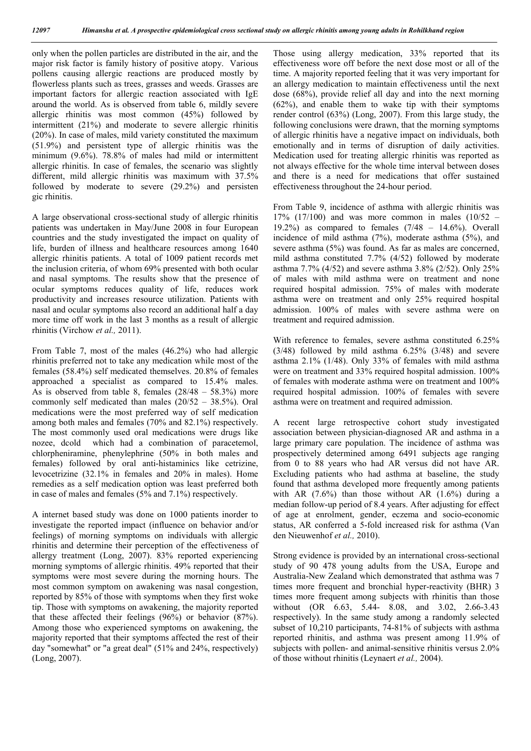only when the pollen particles are distributed in the air, and the major risk factor is family history of positive atopy. Various pollens causing allergic reactions are produced mostly by flowerless plants such as trees, grasses and weeds. Grasses are important factors for allergic reaction associated with IgE around the world. As is observed from table 6, mildly severe allergic rhinitis was most common (45%) followed by intermittent (21%) and moderate to severe allergic rhinitis (20%). In case of males, mild variety constituted the maximum (51.9%) and persistent type of allergic rhinitis was the minimum (9.6%). 78.8% of males had mild or intermittent allergic rhinitis. In case of females, the scenario was slightly different, mild allergic rhinitis was maximum with 37.5% followed by moderate to severe (29.2%) and persisten gic rhinitis.

A large observational cross-sectional study of allergic rhinitis patients was undertaken in May/June 2008 in four European countries and the study investigated the impact on quality of life, burden of illness and healthcare resources among 1640 allergic rhinitis patients. A total of 1009 patient records met the inclusion criteria, of whom 69% presented with both ocular and nasal symptoms. The results show that the presence of ocular symptoms reduces quality of life, reduces work productivity and increases resource utilization. Patients with nasal and ocular symptoms also record an additional half a day more time off work in the last 3 months as a result of allergic rhinitis (Virchow *et al.,* 2011).

From Table 7, most of the males (46.2%) who had allergic rhinitis preferred not to take any medication while most of the females (58.4%) self medicated themselves. 20.8% of females approached a specialist as compared to 15.4% males. As is observed from table 8, females (28/48 – 58.3%) more commonly self medicated than males (20/52 – 38.5%). Oral medications were the most preferred way of self medication among both males and females (70% and 82.1%) respectively. The most commonly used oral medications were drugs like nozee, dcold which had a combination of paracetemol, chlorpheniramine, phenylephrine (50% in both males and females) followed by oral anti-histaminics like cetrizine, levocetrizine (32.1% in females and 20% in males). Home remedies as a self medication option was least preferred both in case of males and females (5% and 7.1%) respectively.

A internet based study was done on 1000 patients inorder to investigate the reported impact (influence on behavior and/or feelings) of morning symptoms on individuals with allergic rhinitis and determine their perception of the effectiveness of allergy treatment (Long, 2007). 83% reported experiencing morning symptoms of allergic rhinitis. 49% reported that their symptoms were most severe during the morning hours. The most common symptom on awakening was nasal congestion, reported by 85% of those with symptoms when they first woke tip. Those with symptoms on awakening, the majority reported that these affected their feelings (96%) or behavior (87%). Among those who experienced symptoms on awakening, the majority reported that their symptoms affected the rest of their day "somewhat" or "a great deal" (51% and 24%, respectively) (Long, 2007).

Those using allergy medication, 33% reported that its effectiveness wore off before the next dose most or all of the time. A majority reported feeling that it was very important for an allergy medication to maintain effectiveness until the next dose (68%), provide relief all day and into the next morning (62%), and enable them to wake tip with their symptoms render control (63%) (Long, 2007). From this large study, the following conclusions were drawn, that the morning symptoms of allergic rhinitis have a negative impact on individuals, both emotionally and in terms of disruption of daily activities. Medication used for treating allergic rhinitis was reported as not always effective for the whole time interval between doses and there is a need for medications that offer sustained effectiveness throughout the 24-hour period.

From Table 9, incidence of asthma with allergic rhinitis was 17% (17/100) and was more common in males (10/52 – 19.2%) as compared to females (7/48 – 14.6%). Overall incidence of mild asthma (7%), moderate asthma (5%), and severe asthma (5%) was found. As far as males are concerned, mild asthma constituted 7.7% (4/52) followed by moderate asthma 7.7% (4/52) and severe asthma 3.8% (2/52). Only 25% of males with mild asthma were on treatment and none required hospital admission. 75% of males with moderate asthma were on treatment and only 25% required hospital admission. 100% of males with severe asthma were on treatment and required admission.

With reference to females, severe asthma constituted 6.25% (3/48) followed by mild asthma 6.25% (3/48) and severe asthma 2.1% (1/48). Only 33% of females with mild asthma were on treatment and 33% required hospital admission. 100% of females with moderate asthma were on treatment and 100% required hospital admission. 100% of females with severe asthma were on treatment and required admission.

A recent large retrospective cohort study investigated association between physician-diagnosed AR and asthma in a large primary care population. The incidence of asthma was prospectively determined among 6491 subjects age ranging from 0 to 88 years who had AR versus did not have AR. Excluding patients who had asthma at baseline, the study found that asthma developed more frequently among patients with AR (7.6%) than those without AR (1.6%) during a median follow-up period of 8.4 years. After adjusting for effect of age at enrolment, gender, eczema and socio-economic status, AR conferred a 5-fold increased risk for asthma (Van den Nieuwenhof *et al.,* 2010).

Strong evidence is provided by an international cross-sectional study of 90 478 young adults from the USA, Europe and Australia-New Zealand which demonstrated that asthma was 7 times more frequent and bronchial hyper-reactivity (BHR) 3 times more frequent among subjects with rhinitis than those without (OR 6.63, 5.44- 8.08, and 3.02, 2.66-3.43 respectively). In the same study among a randomly selected subset of 10,210 participants, 74-81% of subjects with asthma reported rhinitis, and asthma was present among 11.9% of subjects with pollen- and animal-sensitive rhinitis versus 2.0% of those without rhinitis (Leynaert *et al.,* 2004).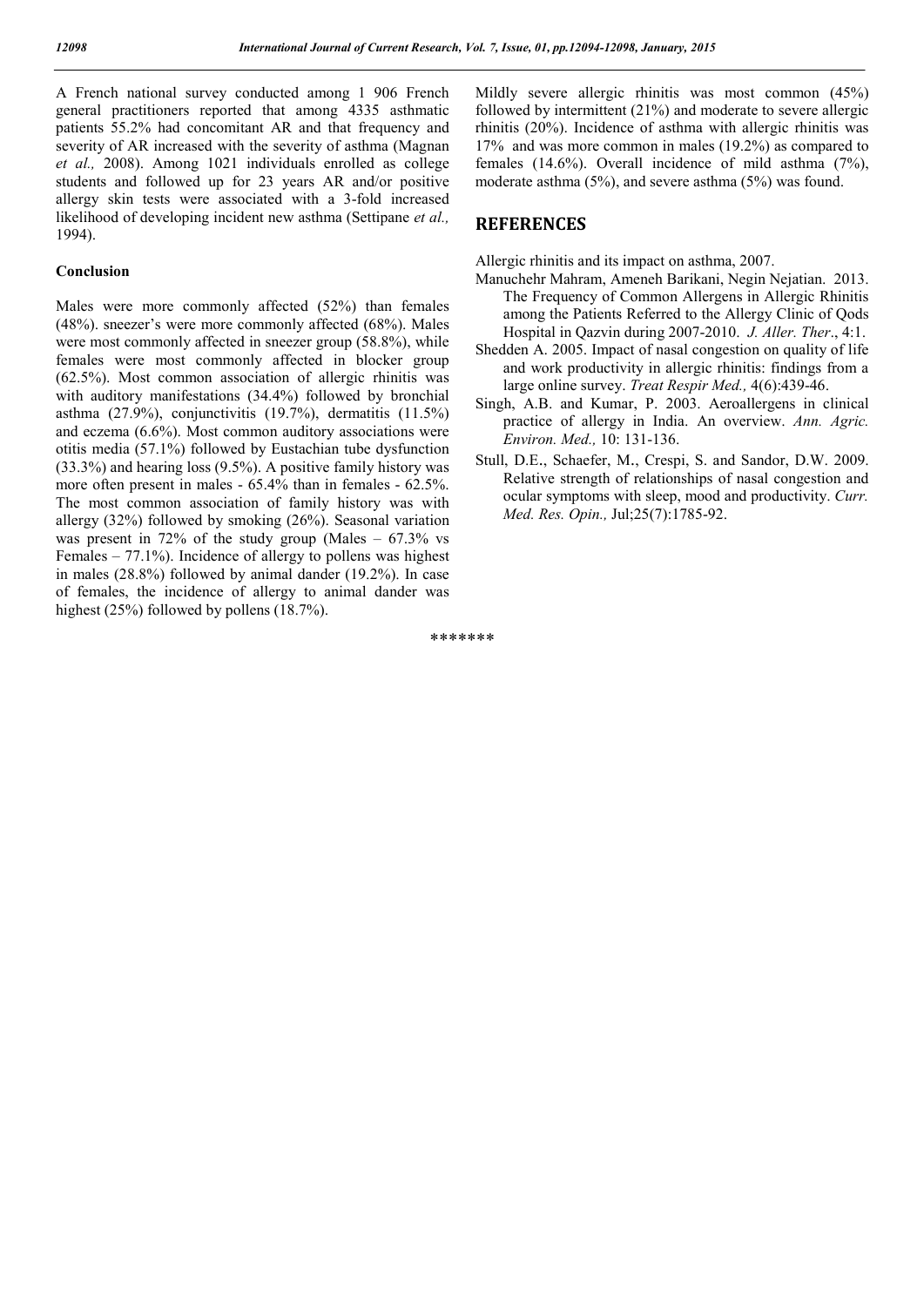A French national survey conducted among 1 906 French general practitioners reported that among 4335 asthmatic patients 55.2% had concomitant AR and that frequency and severity of AR increased with the severity of asthma (Magnan *et al.,* 2008). Among 1021 individuals enrolled as college students and followed up for 23 years AR and/or positive allergy skin tests were associated with a 3-fold increased likelihood of developing incident new asthma (Settipane *et al.,* 1994).

### Conclusion

Males were more commonly affected (52%) than females (48%). sneezer's were more commonly affected (68%). Males were most commonly affected in sneezer group (58.8%), while females were most commonly affected in blocker group (62.5%). Most common association of allergic rhinitis was with auditory manifestations (34.4%) followed by bronchial asthma (27.9%), conjunctivitis (19.7%), dermatitis (11.5%) and eczema (6.6%). Most common auditory associations were otitis media (57.1%) followed by Eustachian tube dysfunction (33.3%) and hearing loss (9.5%). A positive family history was more often present in males - 65.4% than in females - 62.5%. The most common association of family history was with allergy (32%) followed by smoking (26%). Seasonal variation was present in 72% of the study group (Males – 67.3% vs Females – 77.1%). Incidence of allergy to pollens was highest in males (28.8%) followed by animal dander (19.2%). In case of females, the incidence of allergy to animal dander was highest (25%) followed by pollens (18.7%).

Mildly severe allergic rhinitis was most common (45%) followed by intermittent (21%) and moderate to severe allergic rhinitis (20%). Incidence of asthma with allergic rhinitis was 17% and was more common in males (19.2%) as compared to females (14.6%). Overall incidence of mild asthma (7%), moderate asthma (5%), and severe asthma (5%) was found.

## REFERENCES

Allergic rhinitis and its impact on asthma, 2007.

Manuchehr Mahram, Ameneh Barikani, Negin Nejatian. 2013. The Frequency of Common Allergens in Allergic Rhinitis among the Patients Referred to the Allergy Clinic of Qods Hospital in Qazvin during 2007-2010. *J. Aller. Ther*., 4:1.

Shedden A. 2005. Impact of nasal congestion on quality of life and work productivity in allergic rhinitis: findings from a large online survey. *Treat Respir Med.,* 4(6):439-46.

Singh, A.B. and Kumar, P. 2003. Aeroallergens in clinical practice of allergy in India. An overview. *Ann. Agric. Environ. Med.,* 10: 131-136.

Stull, D.E., Schaefer, M., Crespi, S. and Sandor, D.W. 2009. Relative strength of relationships of nasal congestion and ocular symptoms with sleep, mood and productivity. *Curr. Med. Res. Opin.,* Jul;25(7):1785-92.

\*\*\*\*\*\*\*